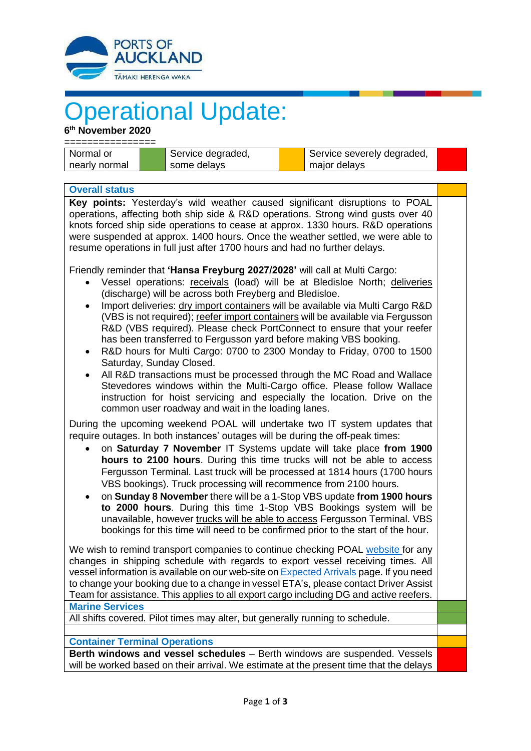# Operational Update:

**6th November 2020**

================

| Normal or nearly normal | (Green) | Service degraded, some delays | (Amber) | Service severely degraded, major delays | (Red) |
|---|---|---|---|---|---|

## Overall status

**Key points:** Yesterday's wild weather caused significant disruptions to POAL operations, affecting both ship side & R&D operations. Strong wind gusts over 40 knots forced ship side operations to cease at approx. 1330 hours. R&D operations were suspended at approx. 1400 hours. Once the weather settled, we were able to resume operations in full just after 1700 hours and had no further delays.

Friendly reminder that **'Hansa Freyburg 2027/2028'** will call at Multi Cargo:

- Vessel operations: receivals (load) will be at Bledisloe North; deliveries (discharge) will be across both Freyberg and Bledisloe.
- Import deliveries: dry import containers will be available via Multi Cargo R&D (VBS is not required); reefer import containers will be available via Fergusson R&D (VBS required). Please check PortConnect to ensure that your reefer has been transferred to Fergusson yard before making VBS booking.
- R&D hours for Multi Cargo: 0700 to 2300 Monday to Friday, 0700 to 1500 Saturday, Sunday Closed.
- All R&D transactions must be processed through the MC Road and Wallace Stevedores windows within the Multi-Cargo office. Please follow Wallace instruction for hoist servicing and especially the location. Drive on the common user roadway and wait in the loading lanes.

During the upcoming weekend POAL will undertake two IT system updates that require outages. In both instances' outages will be during the off-peak times:

- on **Saturday 7 November** IT Systems update will take place **from 1900 hours to 2100 hours**. During this time trucks will not be able to access Fergusson Terminal. Last truck will be processed at 1814 hours (1700 hours VBS bookings). Truck processing will recommence from 2100 hours.
- on **Sunday 8 November** there will be a 1-Stop VBS update **from 1900 hours to 2000 hours**. During this time 1-Stop VBS Bookings system will be unavailable, however trucks will be able to access Fergusson Terminal. VBS bookings for this time will need to be confirmed prior to the start of the hour.

We wish to remind transport companies to continue checking POAL website for any changes in shipping schedule with regards to export vessel receiving times. All vessel information is available on our web-site on Expected Arrivals page. If you need to change your booking due to a change in vessel ETA's, please contact Driver Assist Team for assistance. This applies to all export cargo including DG and active reefers.

## Marine Services

All shifts covered. Pilot times may alter, but generally running to schedule.

## Container Terminal Operations

**Berth windows and vessel schedules** – Berth windows are suspended. Vessels will be worked based on their arrival. We estimate at the present time that the delays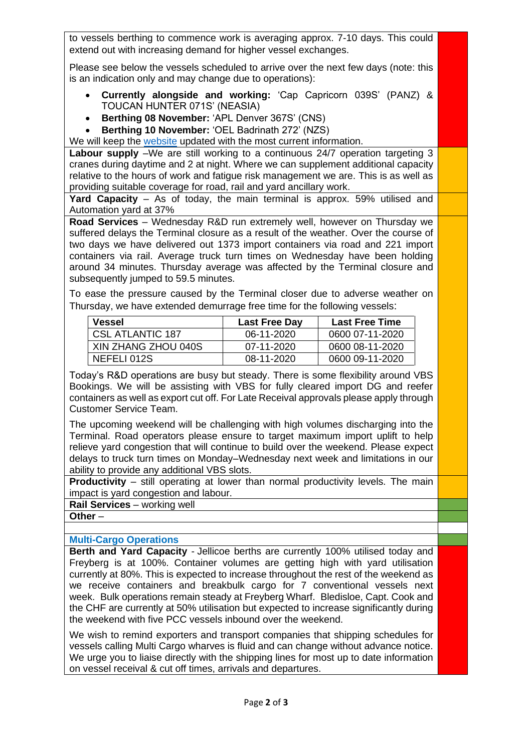to vessels berthing to commence work is averaging approx. 7-10 days. This could extend out with increasing demand for higher vessel exchanges.

Please see below the vessels scheduled to arrive over the next few days (note: this is an indication only and may change due to operations):

- **Currently alongside and working:** 'Cap Capricorn 039S' (PANZ) & TOUCAN HUNTER 071S' (NEASIA)
- **Berthing 08 November:** 'APL Denver 367S' (CNS)
- **Berthing 10 November:** 'OEL Badrinath 272' (NZS)

We will keep the website updated with the most current information.

**Labour supply** –We are still working to a continuous 24/7 operation targeting 3 cranes during daytime and 2 at night. Where we can supplement additional capacity relative to the hours of work and fatigue risk management we are. This is as well as providing suitable coverage for road, rail and yard ancillary work.

**Yard Capacity** – As of today, the main terminal is approx. 59% utilised and Automation yard at 37%

**Road Services** – Wednesday R&D run extremely well, however on Thursday we suffered delays the Terminal closure as a result of the weather. Over the course of two days we have delivered out 1373 import containers via road and 221 import containers via rail. Average truck turn times on Wednesday have been holding around 34 minutes. Thursday average was affected by the Terminal closure and subsequently jumped to 59.5 minutes.

To ease the pressure caused by the Terminal closer due to adverse weather on Thursday, we have extended demurrage free time for the following vessels:

| Vessel | Last Free Day | Last Free Time |
|---|---|---|
| CSL ATLANTIC 187 | 06-11-2020 | 0600 07-11-2020 |
| XIN ZHANG ZHOU 040S | 07-11-2020 | 0600 08-11-2020 |
| NEFELI 012S | 08-11-2020 | 0600 09-11-2020 |

Today's R&D operations are busy but steady. There is some flexibility around VBS Bookings. We will be assisting with VBS for fully cleared import DG and reefer containers as well as export cut off. For Late Receival approvals please apply through Customer Service Team.

The upcoming weekend will be challenging with high volumes discharging into the Terminal. Road operators please ensure to target maximum import uplift to help relieve yard congestion that will continue to build over the weekend. Please expect delays to truck turn times on Monday–Wednesday next week and limitations in our ability to provide any additional VBS slots.

**Productivity** – still operating at lower than normal productivity levels. The main impact is yard congestion and labour.

**Rail Services** – working well

**Other** –

### Multi-Cargo Operations

**Berth and Yard Capacity** - Jellicoe berths are currently 100% utilised today and Freyberg is at 100%. Container volumes are getting high with yard utilisation currently at 80%. This is expected to increase throughout the rest of the weekend as we receive containers and breakbulk cargo for 7 conventional vessels next week. Bulk operations remain steady at Freyberg Wharf. Bledisloe, Capt. Cook and the CHF are currently at 50% utilisation but expected to increase significantly during the weekend with five PCC vessels inbound over the weekend.

We wish to remind exporters and transport companies that shipping schedules for vessels calling Multi Cargo wharves is fluid and can change without advance notice. We urge you to liaise directly with the shipping lines for most up to date information on vessel receival & cut off times, arrivals and departures.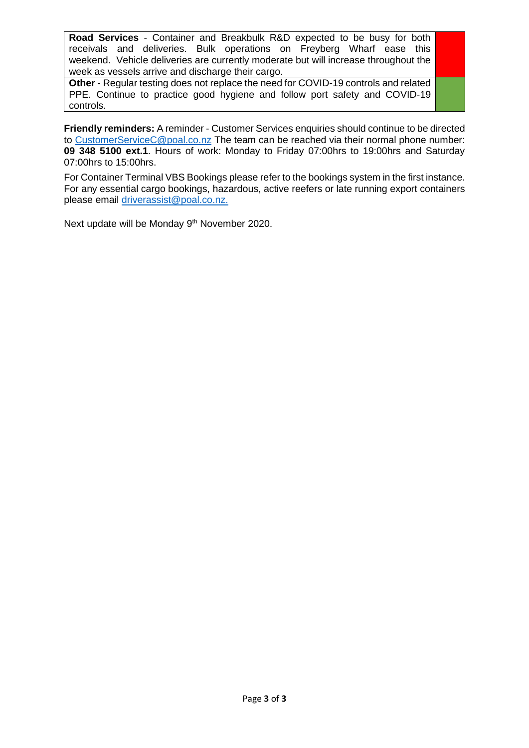| | |
|---|---|
| **Road Services** - Container and Breakbulk R&D expected to be busy for both receivals and deliveries. Bulk operations on Freyberg Wharf ease this weekend. Vehicle deliveries are currently moderate but will increase throughout the week as vessels arrive and discharge their cargo. | |
| **Other** - Regular testing does not replace the need for COVID-19 controls and related PPE. Continue to practice good hygiene and follow port safety and COVID-19 controls. | |

**Friendly reminders:** A reminder - Customer Services enquiries should continue to be directed to CustomerServiceC@poal.co.nz The team can be reached via their normal phone number: **09 348 5100 ext.1**. Hours of work: Monday to Friday 07:00hrs to 19:00hrs and Saturday 07:00hrs to 15:00hrs.

For Container Terminal VBS Bookings please refer to the bookings system in the first instance. For any essential cargo bookings, hazardous, active reefers or late running export containers please email driverassist@poal.co.nz.

Next update will be Monday 9th November 2020.